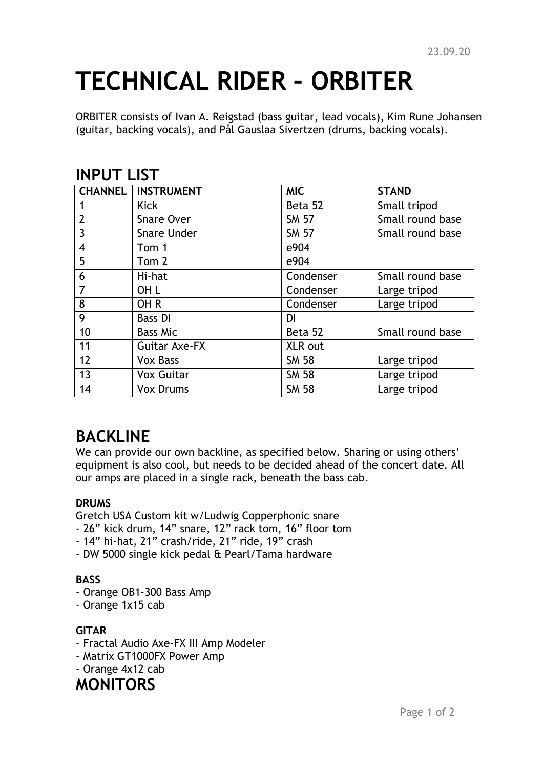23.09.20

# TECHNICAL RIDER – ORBITER

ORBITER consists of Ivan A. Reigstad (bass guitar, lead vocals), Kim Rune Johansen (guitar, backing vocals), and Pål Gauslaa Sivertzen (drums, backing vocals).

## INPUT LIST

| CHANNEL | INSTRUMENT | MIC | STAND |
|---|---|---|---|
| 1 | Kick | Beta 52 | Small tripod |
| 2 | Snare Over | SM 57 | Small round base |
| 3 | Snare Under | SM 57 | Small round base |
| 4 | Tom 1 | e904 | |
| 5 | Tom 2 | e904 | |
| 6 | Hi-hat | Condenser | Small round base |
| 7 | OH L | Condenser | Large tripod |
| 8 | OH R | Condenser | Large tripod |
| 9 | Bass DI | DI | |
| 10 | Bass Mic | Beta 52 | Small round base |
| 11 | Guitar Axe-FX | XLR out | |
| 12 | Vox Bass | SM 58 | Large tripod |
| 13 | Vox Guitar | SM 58 | Large tripod |
| 14 | Vox Drums | SM 58 | Large tripod |

## BACKLINE

We can provide our own backline, as specified below. Sharing or using others' equipment is also cool, but needs to be decided ahead of the concert date. All our amps are placed in a single rack, beneath the bass cab.

**DRUMS**

Gretch USA Custom kit w/Ludwig Copperphonic snare
- 26" kick drum, 14" snare, 12" rack tom, 16" floor tom
- 14" hi-hat, 21" crash/ride, 21" ride, 19" crash
- DW 5000 single kick pedal & Pearl/Tama hardware

**BASS**
- Orange OB1-300 Bass Amp
- Orange 1x15 cab

**GITAR**
- Fractal Audio Axe-FX III Amp Modeler
- Matrix GT1000FX Power Amp
- Orange 4x12 cab

## MONITORS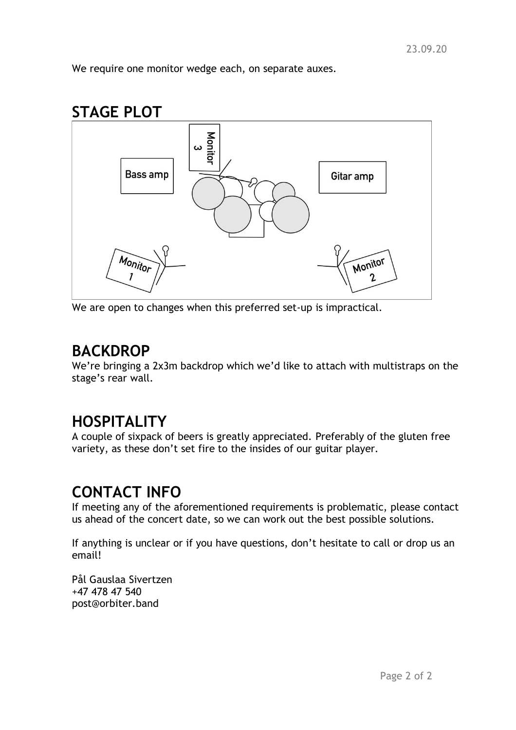23.09.20

We require one monitor wedge each, on separate auxes.

## STAGE PLOT

Monitor 3

Bass amp

Gitar amp

Monitor 1

Monitor 2

We are open to changes when this preferred set-up is impractical.

## BACKDROP

We're bringing a 2x3m backdrop which we'd like to attach with multistraps on the stage's rear wall.

## HOSPITALITY

A couple of sixpack of beers is greatly appreciated. Preferably of the gluten free variety, as these don't set fire to the insides of our guitar player.

## CONTACT INFO

If meeting any of the aforementioned requirements is problematic, please contact us ahead of the concert date, so we can work out the best possible solutions.

If anything is unclear or if you have questions, don't hesitate to call or drop us an email!

Pål Gauslaa Sivertzen
+47 478 47 540
post@orbiter.band